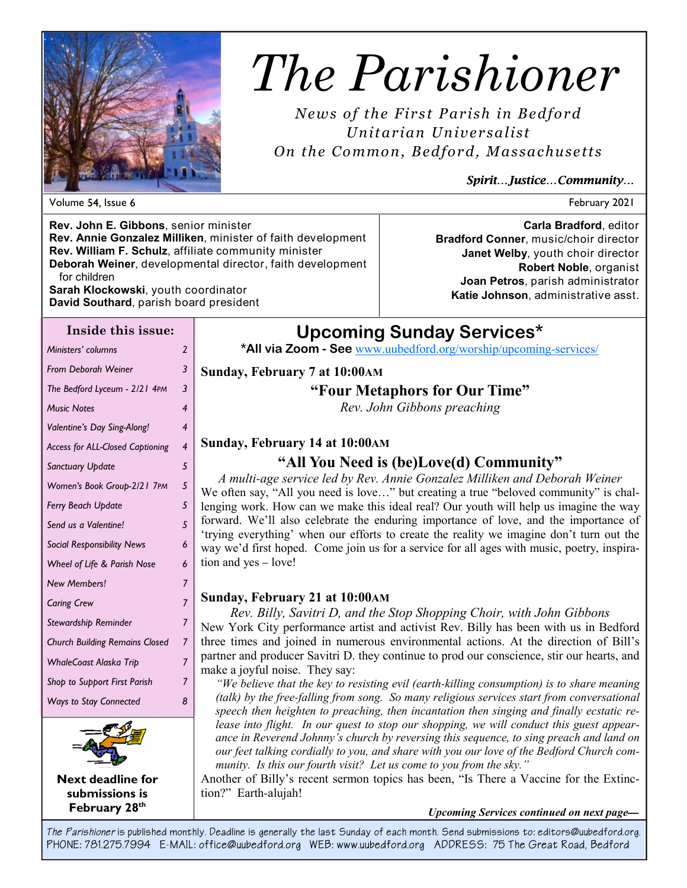# The Parishioner

*News of the First Parish in Bedford*
*Unitarian Universalist*
*On the Common, Bedford, Massachusetts*

***Spirit…Justice…Community…***

Volume 54, Issue 6 — February 2021

**Rev. John E. Gibbons**, senior minister
**Rev. Annie Gonzalez Milliken**, minister of faith development
**Rev. William F. Schulz**, affiliate community minister
**Deborah Weiner**, developmental director, faith development for children
**Sarah Klockowski**, youth coordinator
**David Southard**, parish board president

**Carla Bradford**, editor
**Bradford Conner**, music/choir director
**Janet Welby**, youth choir director
**Robert Noble**, organist
**Joan Petros**, parish administrator
**Katie Johnson**, administrative asst.

## Inside this issue:

| | |
|---|---|
| *Ministers' columns* | 2 |
| *From Deborah Weiner* | 3 |
| *The Bedford Lyceum - 2/21 4PM* | 3 |
| *Music Notes* | 4 |
| *Valentine's Day Sing-Along!* | 4 |
| *Access for ALL-Closed Captioning* | 4 |
| *Sanctuary Update* | 5 |
| *Women's Book Group-2/21 7PM* | 5 |
| *Ferry Beach Update* | 5 |
| *Send us a Valentine!* | 5 |
| *Social Responsibility News* | 6 |
| *Wheel of Life & Parish Nose* | 6 |
| *New Members!* | 7 |
| *Caring Crew* | 7 |
| *Stewardship Reminder* | 7 |
| *Church Building Remains Closed* | 7 |
| *WhaleCoast Alaska Trip* | 7 |
| *Shop to Support First Parish* | 7 |
| *Ways to Stay Connected* | 8 |

**Next deadline for submissions is February 28th**

## Upcoming Sunday Services*

**\*All via Zoom - See** www.uubedford.org/worship/upcoming-services/

**Sunday, February 7 at 10:00AM**

### "Four Metaphors for Our Time"

*Rev. John Gibbons preaching*

**Sunday, February 14 at 10:00AM**

### "All You Need is (be)Love(d) Community"

*A multi-age service led by Rev. Annie Gonzalez Milliken and Deborah Weiner*

We often say, "All you need is love…" but creating a true "beloved community" is challenging work. How can we make this ideal real? Our youth will help us imagine the way forward. We'll also celebrate the enduring importance of love, and the importance of 'trying everything' when our efforts to create the reality we imagine don't turn out the way we'd first hoped. Come join us for a service for all ages with music, poetry, inspiration and yes – love!

**Sunday, February 21 at 10:00AM**

*Rev. Billy, Savitri D, and the Stop Shopping Choir, with John Gibbons*

New York City performance artist and activist Rev. Billy has been with us in Bedford three times and joined in numerous environmental actions. At the direction of Bill's partner and producer Savitri D. they continue to prod our conscience, stir our hearts, and make a joyful noise. They say:

> *"We believe that the key to resisting evil (earth-killing consumption) is to share meaning (talk) by the free-falling from song. So many religious services start from conversational speech then heighten to preaching, then incantation then singing and finally ecstatic release into flight. In our quest to stop our shopping, we will conduct this guest appearance in Reverend Johnny's church by reversing this sequence, to sing preach and land on our feet talking cordially to you, and share with you our love of the Bedford Church community. Is this our fourth visit? Let us come to you from the sky."*

Another of Billy's recent sermon topics has been, "Is There a Vaccine for the Extinction?" Earth-alujah!

***Upcoming Services continued on next page—***

*The Parishioner* is published monthly. Deadline is generally the last Sunday of each month. Send submissions to: editors@uubedford.org.
PHONE: 781.275.7994 E-MAIL: office@uubedford.org WEB: www.uubedford.org ADDRESS: 75 The Great Road, Bedford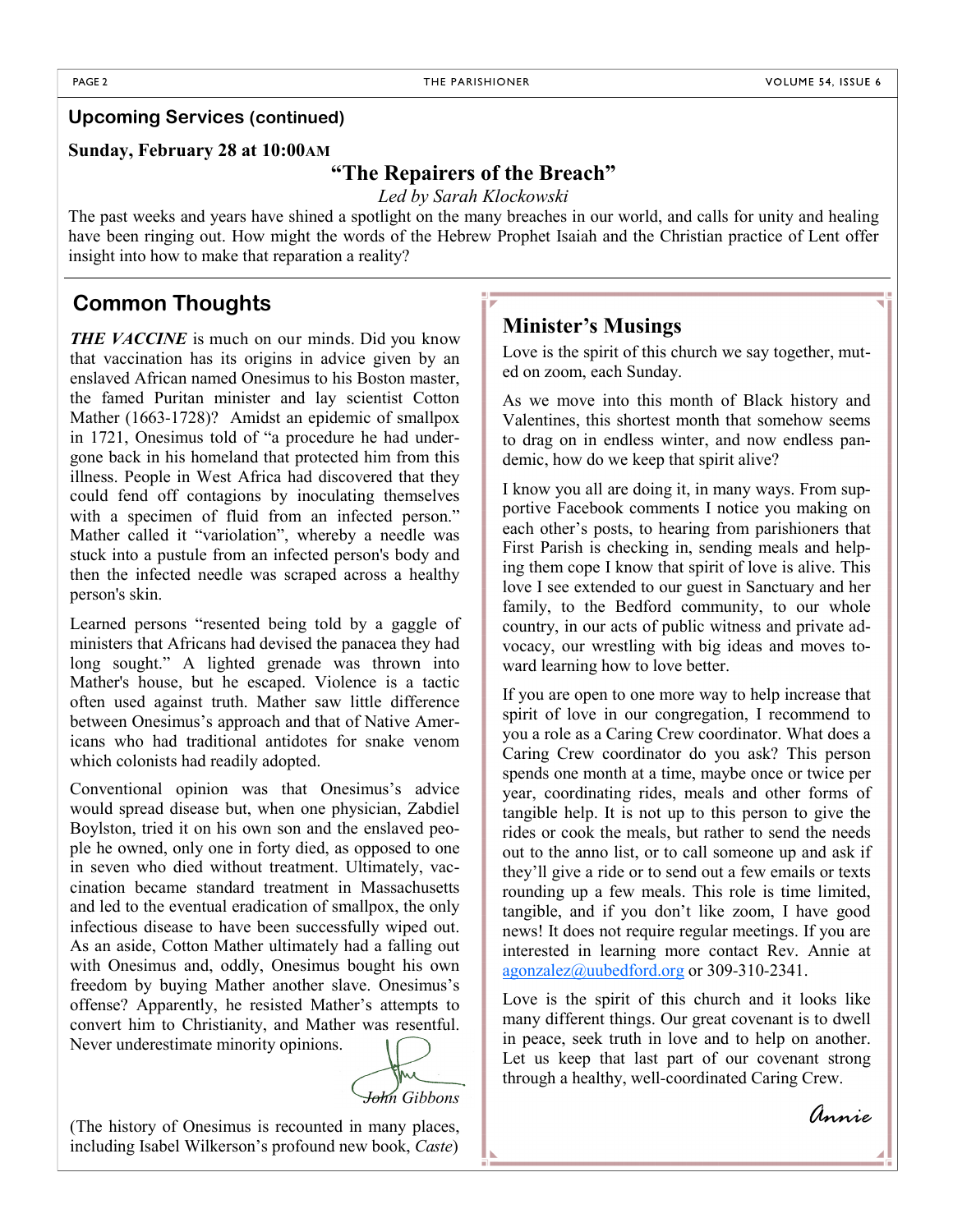## Upcoming Services (continued)

**Sunday, February 28 at 10:00AM**

### "The Repairers of the Breach"

*Led by Sarah Klockowski*

The past weeks and years have shined a spotlight on the many breaches in our world, and calls for unity and healing have been ringing out. How might the words of the Hebrew Prophet Isaiah and the Christian practice of Lent offer insight into how to make that reparation a reality?

## Common Thoughts

***THE VACCINE*** is much on our minds. Did you know that vaccination has its origins in advice given by an enslaved African named Onesimus to his Boston master, the famed Puritan minister and lay scientist Cotton Mather (1663-1728)? Amidst an epidemic of smallpox in 1721, Onesimus told of "a procedure he had undergone back in his homeland that protected him from this illness. People in West Africa had discovered that they could fend off contagions by inoculating themselves with a specimen of fluid from an infected person." Mather called it "variolation", whereby a needle was stuck into a pustule from an infected person's body and then the infected needle was scraped across a healthy person's skin.

Learned persons "resented being told by a gaggle of ministers that Africans had devised the panacea they had long sought." A lighted grenade was thrown into Mather's house, but he escaped. Violence is a tactic often used against truth. Mather saw little difference between Onesimus's approach and that of Native Americans who had traditional antidotes for snake venom which colonists had readily adopted.

Conventional opinion was that Onesimus's advice would spread disease but, when one physician, Zabdiel Boylston, tried it on his own son and the enslaved people he owned, only one in forty died, as opposed to one in seven who died without treatment. Ultimately, vaccination became standard treatment in Massachusetts and led to the eventual eradication of smallpox, the only infectious disease to have been successfully wiped out. As an aside, Cotton Mather ultimately had a falling out with Onesimus and, oddly, Onesimus bought his own freedom by buying Mather another slave. Onesimus's offense? Apparently, he resisted Mather's attempts to convert him to Christianity, and Mather was resentful. Never underestimate minority opinions.

*John Gibbons*

(The history of Onesimus is recounted in many places, including Isabel Wilkerson's profound new book, *Caste*)

## Minister's Musings

Love is the spirit of this church we say together, muted on zoom, each Sunday.

As we move into this month of Black history and Valentines, this shortest month that somehow seems to drag on in endless winter, and now endless pandemic, how do we keep that spirit alive?

I know you all are doing it, in many ways. From supportive Facebook comments I notice you making on each other's posts, to hearing from parishioners that First Parish is checking in, sending meals and helping them cope I know that spirit of love is alive. This love I see extended to our guest in Sanctuary and her family, to the Bedford community, to our whole country, in our acts of public witness and private advocacy, our wrestling with big ideas and moves toward learning how to love better.

If you are open to one more way to help increase that spirit of love in our congregation, I recommend to you a role as a Caring Crew coordinator. What does a Caring Crew coordinator do you ask? This person spends one month at a time, maybe once or twice per year, coordinating rides, meals and other forms of tangible help. It is not up to this person to give the rides or cook the meals, but rather to send the needs out to the anno list, or to call someone up and ask if they'll give a ride or to send out a few emails or texts rounding up a few meals. This role is time limited, tangible, and if you don't like zoom, I have good news! It does not require regular meetings. If you are interested in learning more contact Rev. Annie at agonzalez@uubedford.org or 309-310-2341.

Love is the spirit of this church and it looks like many different things. Our great covenant is to dwell in peace, seek truth in love and to help on another. Let us keep that last part of our covenant strong through a healthy, well-coordinated Caring Crew.

*Annie*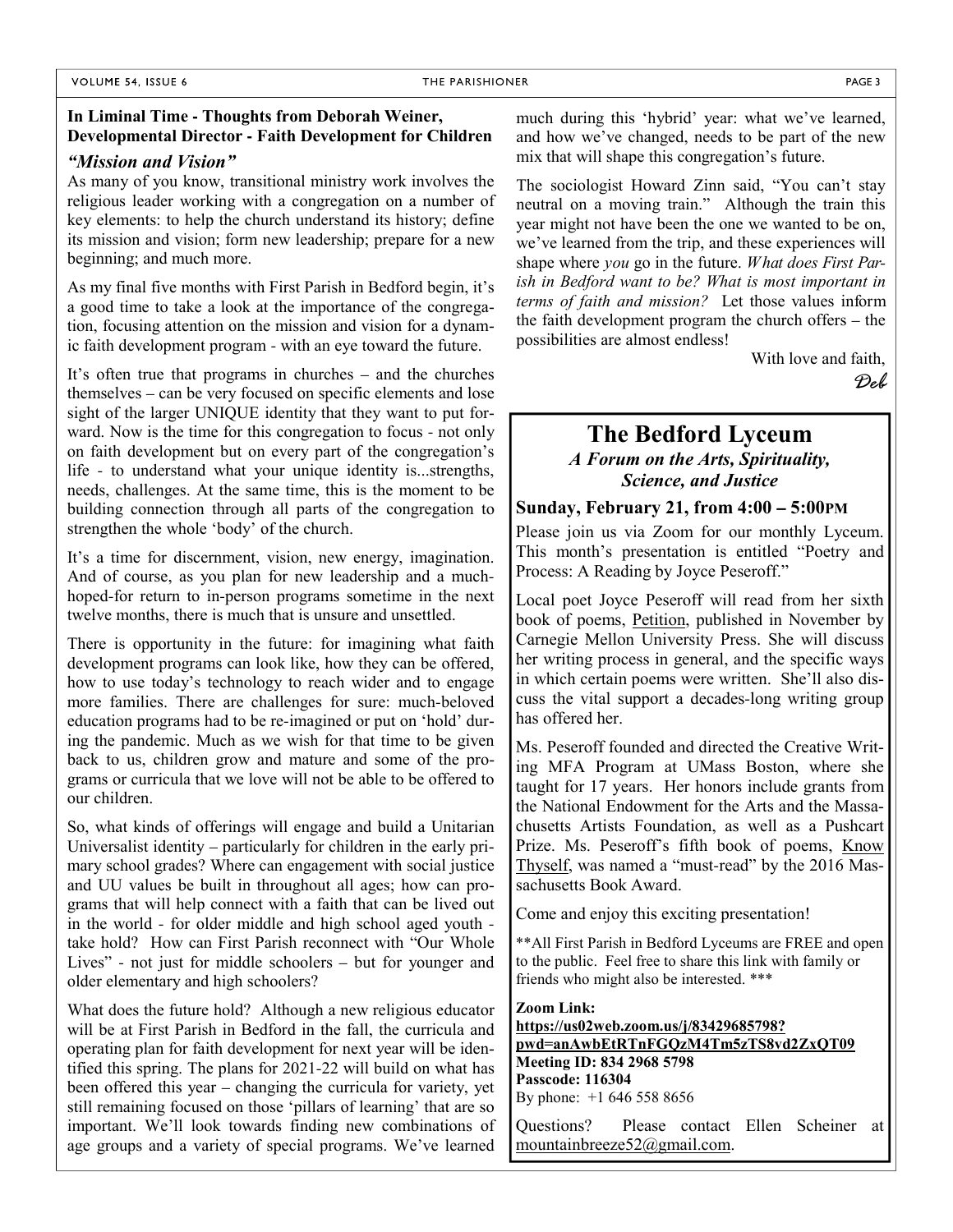## In Liminal Time - Thoughts from Deborah Weiner, Developmental Director - Faith Development for Children

### *"Mission and Vision"*

As many of you know, transitional ministry work involves the religious leader working with a congregation on a number of key elements: to help the church understand its history; define its mission and vision; form new leadership; prepare for a new beginning; and much more.

As my final five months with First Parish in Bedford begin, it's a good time to take a look at the importance of the congregation, focusing attention on the mission and vision for a dynamic faith development program - with an eye toward the future.

It's often true that programs in churches – and the churches themselves – can be very focused on specific elements and lose sight of the larger UNIQUE identity that they want to put forward. Now is the time for this congregation to focus - not only on faith development but on every part of the congregation's life - to understand what your unique identity is...strengths, needs, challenges. At the same time, this is the moment to be building connection through all parts of the congregation to strengthen the whole 'body' of the church.

It's a time for discernment, vision, new energy, imagination. And of course, as you plan for new leadership and a much-hoped-for return to in-person programs sometime in the next twelve months, there is much that is unsure and unsettled.

There is opportunity in the future: for imagining what faith development programs can look like, how they can be offered, how to use today's technology to reach wider and to engage more families. There are challenges for sure: much-beloved education programs had to be re-imagined or put on 'hold' during the pandemic. Much as we wish for that time to be given back to us, children grow and mature and some of the programs or curricula that we love will not be able to be offered to our children.

So, what kinds of offerings will engage and build a Unitarian Universalist identity – particularly for children in the early primary school grades? Where can engagement with social justice and UU values be built in throughout all ages; how can programs that will help connect with a faith that can be lived out in the world - for older middle and high school aged youth - take hold? How can First Parish reconnect with "Our Whole Lives" - not just for middle schoolers – but for younger and older elementary and high schoolers?

What does the future hold? Although a new religious educator will be at First Parish in Bedford in the fall, the curricula and operating plan for faith development for next year will be identified this spring. The plans for 2021-22 will build on what has been offered this year – changing the curricula for variety, yet still remaining focused on those 'pillars of learning' that are so important. We'll look towards finding new combinations of age groups and a variety of special programs. We've learned much during this 'hybrid' year: what we've learned, and how we've changed, needs to be part of the new mix that will shape this congregation's future.

The sociologist Howard Zinn said, "You can't stay neutral on a moving train." Although the train this year might not have been the one we wanted to be on, we've learned from the trip, and these experiences will shape where *you* go in the future. *What does First Parish in Bedford want to be? What is most important in terms of faith and mission?* Let those values inform the faith development program the church offers – the possibilities are almost endless!

With love and faith,

*Deb*

# The Bedford Lyceum

***A Forum on the Arts, Spirituality, Science, and Justice***

**Sunday, February 21, from 4:00 – 5:00PM**

Please join us via Zoom for our monthly Lyceum. This month's presentation is entitled "Poetry and Process: A Reading by Joyce Peseroff."

Local poet Joyce Peseroff will read from her sixth book of poems, Petition, published in November by Carnegie Mellon University Press. She will discuss her writing process in general, and the specific ways in which certain poems were written. She'll also discuss the vital support a decades-long writing group has offered her.

Ms. Peseroff founded and directed the Creative Writing MFA Program at UMass Boston, where she taught for 17 years. Her honors include grants from the National Endowment for the Arts and the Massachusetts Artists Foundation, as well as a Pushcart Prize. Ms. Peseroff's fifth book of poems, Know Thyself, was named a "must-read" by the 2016 Massachusetts Book Award.

Come and enjoy this exciting presentation!

**All First Parish in Bedford Lyceums are FREE and open to the public. Feel free to share this link with family or friends who might also be interested. ***

**Zoom Link:**
**https://us02web.zoom.us/j/83429685798?pwd=anAwbEtRTnFGQzM4Tm5zTS8vd2ZxQT09**
**Meeting ID: 834 2968 5798**
**Passcode: 116304**
By phone: +1 646 558 8656

Questions? Please contact Ellen Scheiner at mountainbreeze52@gmail.com.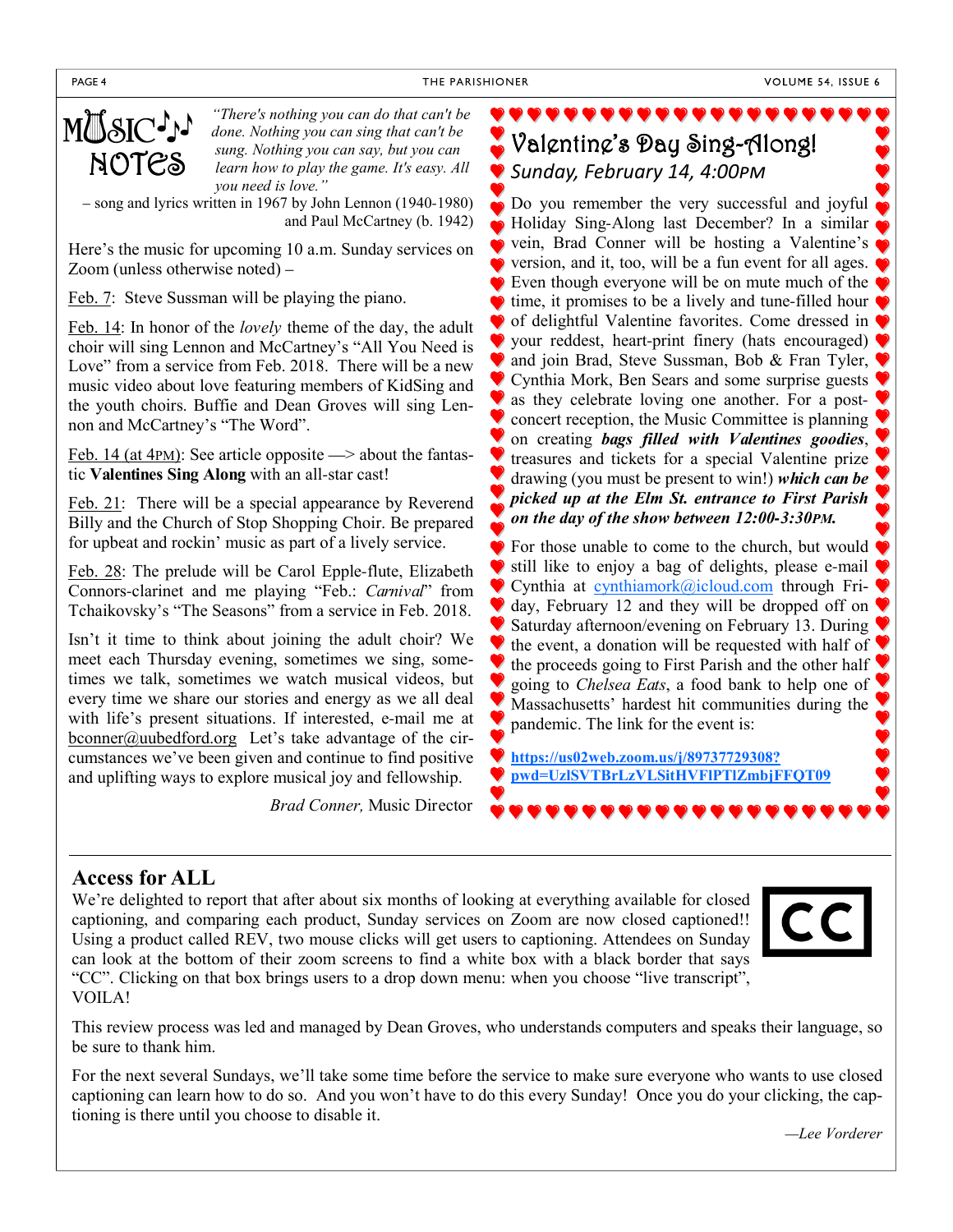# MUSIC NOTES

*"There's nothing you can do that can't be done. Nothing you can sing that can't be sung. Nothing you can say, but you can learn how to play the game. It's easy. All you need is love."*

– song and lyrics written in 1967 by John Lennon (1940-1980) and Paul McCartney (b. 1942)

Here's the music for upcoming 10 a.m. Sunday services on Zoom (unless otherwise noted) –

Feb. 7: Steve Sussman will be playing the piano.

Feb. 14: In honor of the *lovely* theme of the day, the adult choir will sing Lennon and McCartney's "All You Need is Love" from a service from Feb. 2018. There will be a new music video about love featuring members of KidSing and the youth choirs. Buffie and Dean Groves will sing Lennon and McCartney's "The Word".

Feb. 14 (at 4PM): See article opposite —> about the fantastic **Valentines Sing Along** with an all-star cast!

Feb. 21: There will be a special appearance by Reverend Billy and the Church of Stop Shopping Choir. Be prepared for upbeat and rockin' music as part of a lively service.

Feb. 28: The prelude will be Carol Epple-flute, Elizabeth Connors-clarinet and me playing "Feb.: *Carnival*" from Tchaikovsky's "The Seasons" from a service in Feb. 2018.

Isn't it time to think about joining the adult choir? We meet each Thursday evening, sometimes we sing, sometimes we talk, sometimes we watch musical videos, but every time we share our stories and energy as we all deal with life's present situations. If interested, e-mail me at bconner@uubedford.org Let's take advantage of the circumstances we've been given and continue to find positive and uplifting ways to explore musical joy and fellowship.

*Brad Conner,* Music Director

## Valentine's Day Sing-Along!

*Sunday, February 14, 4:00PM*

Do you remember the very successful and joyful Holiday Sing-Along last December? In a similar vein, Brad Conner will be hosting a Valentine's version, and it, too, will be a fun event for all ages. Even though everyone will be on mute much of the time, it promises to be a lively and tune-filled hour of delightful Valentine favorites. Come dressed in your reddest, heart-print finery (hats encouraged) and join Brad, Steve Sussman, Bob & Fran Tyler, Cynthia Mork, Ben Sears and some surprise guests as they celebrate loving one another. For a post-concert reception, the Music Committee is planning on creating ***bags filled with Valentines goodies***, treasures and tickets for a special Valentine prize drawing (you must be present to win!) ***which can be picked up at the Elm St. entrance to First Parish on the day of the show between 12:00-3:30PM.***

For those unable to come to the church, but would still like to enjoy a bag of delights, please e-mail Cynthia at cynthiamork@icloud.com through Friday, February 12 and they will be dropped off on Saturday afternoon/evening on February 13. During the event, a donation will be requested with half of the proceeds going to First Parish and the other half going to *Chelsea Eats*, a food bank to help one of Massachusetts' hardest hit communities during the pandemic. The link for the event is:

**https://us02web.zoom.us/j/89737729308?pwd=UzlSVTBrLzVLSitHVFlPTlZmbjFFQT09**

## Access for ALL

We're delighted to report that after about six months of looking at everything available for closed captioning, and comparing each product, Sunday services on Zoom are now closed captioned!! Using a product called REV, two mouse clicks will get users to captioning. Attendees on Sunday can look at the bottom of their zoom screens to find a white box with a black border that says "CC". Clicking on that box brings users to a drop down menu: when you choose "live transcript", VOILA!

This review process was led and managed by Dean Groves, who understands computers and speaks their language, so be sure to thank him.

For the next several Sundays, we'll take some time before the service to make sure everyone who wants to use closed captioning can learn how to do so. And you won't have to do this every Sunday! Once you do your clicking, the captioning is there until you choose to disable it.

*—Lee Vorderer*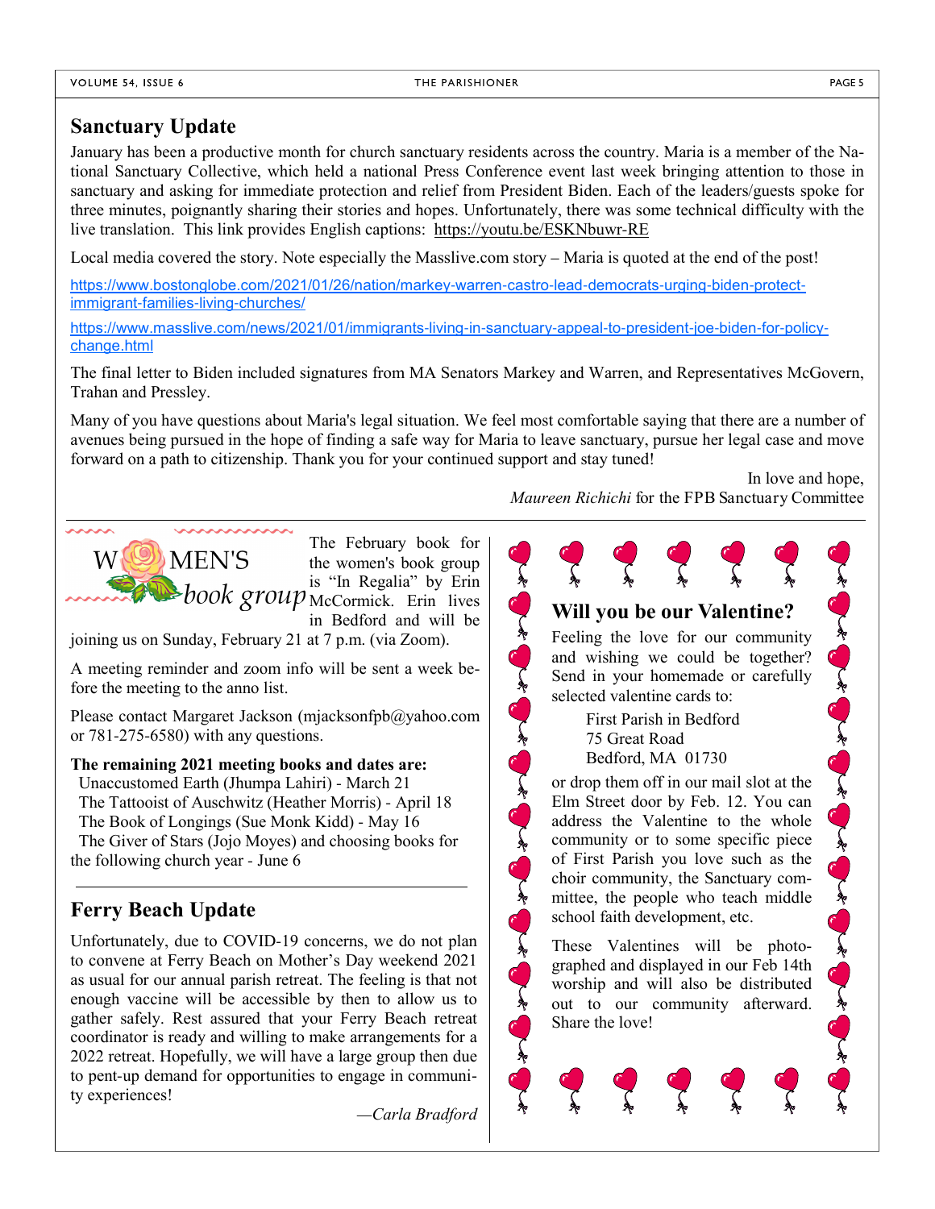## Sanctuary Update

January has been a productive month for church sanctuary residents across the country. Maria is a member of the National Sanctuary Collective, which held a national Press Conference event last week bringing attention to those in sanctuary and asking for immediate protection and relief from President Biden. Each of the leaders/guests spoke for three minutes, poignantly sharing their stories and hopes. Unfortunately, there was some technical difficulty with the live translation. This link provides English captions: https://youtu.be/ESKNbuwr-RE

Local media covered the story. Note especially the Masslive.com story – Maria is quoted at the end of the post!

https://www.bostonglobe.com/2021/01/26/nation/markey-warren-castro-lead-democrats-urging-biden-protect-immigrant-families-living-churches/

https://www.masslive.com/news/2021/01/immigrants-living-in-sanctuary-appeal-to-president-joe-biden-for-policy-change.html

The final letter to Biden included signatures from MA Senators Markey and Warren, and Representatives McGovern, Trahan and Pressley.

Many of you have questions about Maria's legal situation. We feel most comfortable saying that there are a number of avenues being pursued in the hope of finding a safe way for Maria to leave sanctuary, pursue her legal case and move forward on a path to citizenship. Thank you for your continued support and stay tuned!

In love and hope,
*Maureen Richichi* for the FPB Sanctuary Committee

## WOMEN'S *book group*

The February book for the women's book group is "In Regalia" by Erin McCormick. Erin lives in Bedford and will be joining us on Sunday, February 21 at 7 p.m. (via Zoom).

A meeting reminder and zoom info will be sent a week before the meeting to the anno list.

Please contact Margaret Jackson (mjacksonfpb@yahoo.com or 781-275-6580) with any questions.

**The remaining 2021 meeting books and dates are:**

Unaccustomed Earth (Jhumpa Lahiri) - March 21
The Tattooist of Auschwitz (Heather Morris) - April 18
The Book of Longings (Sue Monk Kidd) - May 16
The Giver of Stars (Jojo Moyes) and choosing books for the following church year - June 6

## Ferry Beach Update

Unfortunately, due to COVID-19 concerns, we do not plan to convene at Ferry Beach on Mother's Day weekend 2021 as usual for our annual parish retreat. The feeling is that not enough vaccine will be accessible by then to allow us to gather safely. Rest assured that your Ferry Beach retreat coordinator is ready and willing to make arrangements for a 2022 retreat. Hopefully, we will have a large group then due to pent-up demand for opportunities to engage in community experiences!

*—Carla Bradford*

## Will you be our Valentine?

Feeling the love for our community and wishing we could be together? Send in your homemade or carefully selected valentine cards to:

First Parish in Bedford
75 Great Road
Bedford, MA 01730

or drop them off in our mail slot at the Elm Street door by Feb. 12. You can address the Valentine to the whole community or to some specific piece of First Parish you love such as the choir community, the Sanctuary committee, the people who teach middle school faith development, etc.

These Valentines will be photographed and displayed in our Feb 14th worship and will also be distributed out to our community afterward. Share the love!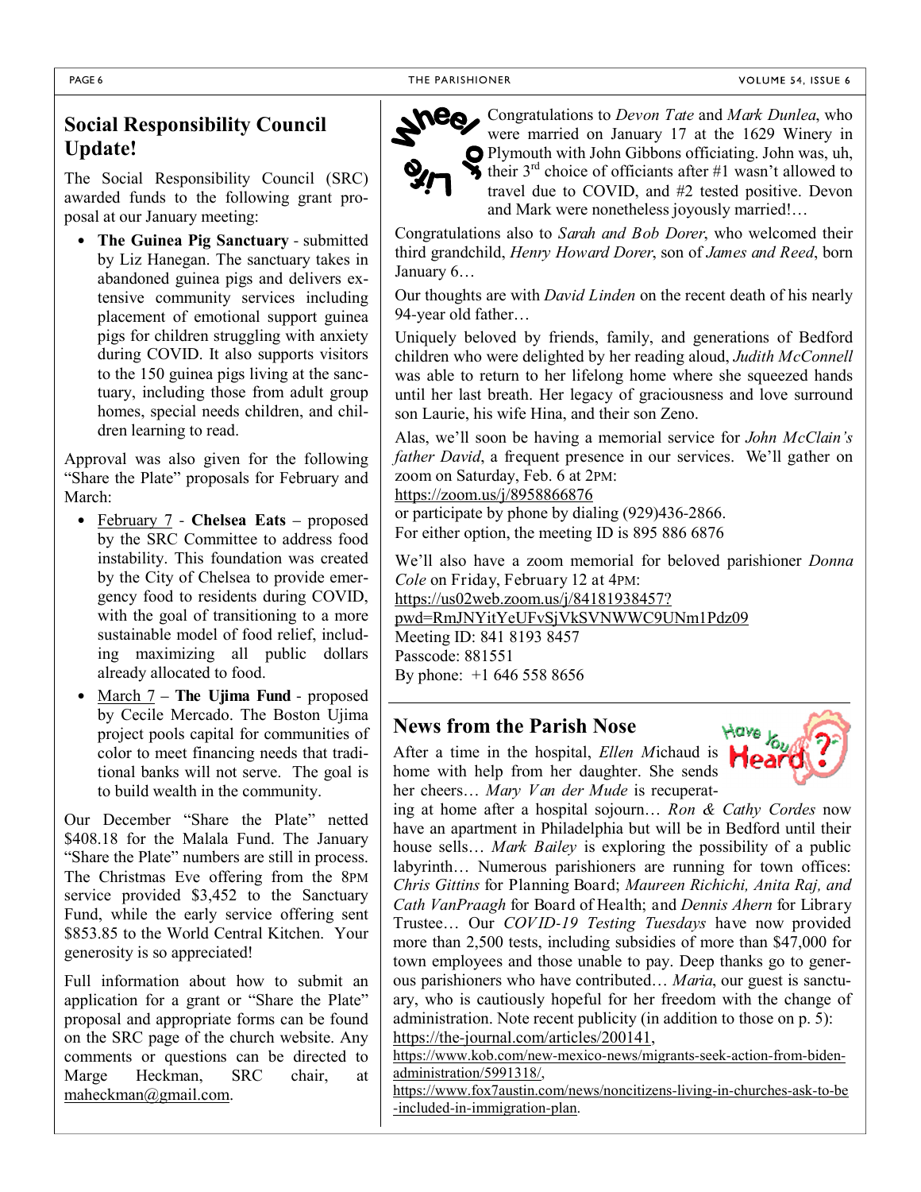## Social Responsibility Council Update!

The Social Responsibility Council (SRC) awarded funds to the following grant proposal at our January meeting:

- **The Guinea Pig Sanctuary** - submitted by Liz Hanegan. The sanctuary takes in abandoned guinea pigs and delivers extensive community services including placement of emotional support guinea pigs for children struggling with anxiety during COVID. It also supports visitors to the 150 guinea pigs living at the sanctuary, including those from adult group homes, special needs children, and children learning to read.

Approval was also given for the following "Share the Plate" proposals for February and March:

- February 7 - **Chelsea Eats** – proposed by the SRC Committee to address food instability. This foundation was created by the City of Chelsea to provide emergency food to residents during COVID, with the goal of transitioning to a more sustainable model of food relief, including maximizing all public dollars already allocated to food.
- March 7 – **The Ujima Fund** - proposed by Cecile Mercado. The Boston Ujima project pools capital for communities of color to meet financing needs that traditional banks will not serve. The goal is to build wealth in the community.

Our December "Share the Plate" netted $408.18 for the Malala Fund. The January "Share the Plate" numbers are still in process. The Christmas Eve offering from the 8PM service provided $3,452 to the Sanctuary Fund, while the early service offering sent $853.85 to the World Central Kitchen. Your generosity is so appreciated!

Full information about how to submit an application for a grant or "Share the Plate" proposal and appropriate forms can be found on the SRC page of the church website. Any comments or questions can be directed to Marge Heckman, SRC chair, at maheckman@gmail.com.

## Wheel of Life

Congratulations to *Devon Tate* and *Mark Dunlea*, who were married on January 17 at the 1629 Winery in Plymouth with John Gibbons officiating. John was, uh, their 3rd choice of officiants after #1 wasn't allowed to travel due to COVID, and #2 tested positive. Devon and Mark were nonetheless joyously married!…

Congratulations also to *Sarah and Bob Dorer*, who welcomed their third grandchild, *Henry Howard Dorer*, son of *James and Reed*, born January 6…

Our thoughts are with *David Linden* on the recent death of his nearly 94-year old father…

Uniquely beloved by friends, family, and generations of Bedford children who were delighted by her reading aloud, *Judith McConnell* was able to return to her lifelong home where she squeezed hands until her last breath. Her legacy of graciousness and love surround son Laurie, his wife Hina, and their son Zeno.

Alas, we'll soon be having a memorial service for *John McClain's father David*, a frequent presence in our services. We'll gather on zoom on Saturday, Feb. 6 at 2PM:
https://zoom.us/j/8958866876
or participate by phone by dialing (929)436-2866.
For either option, the meeting ID is 895 886 6876

We'll also have a zoom memorial for beloved parishioner *Donna Cole* on Friday, February 12 at 4PM:
https://us02web.zoom.us/j/84181938457?pwd=RmJNYitYeUFvSjVkSVNWWC9UNm1Pdz09
Meeting ID: 841 8193 8457
Passcode: 881551
By phone: +1 646 558 8656

## News from the Parish Nose

After a time in the hospital, *Ellen Mi*chaud is home with help from her daughter. She sends her cheers… *Mary Van der Mude* is recuperating at home after a hospital sojourn… *Ron & Cathy Cordes* now have an apartment in Philadelphia but will be in Bedford until their house sells… *Mark Bailey* is exploring the possibility of a public labyrinth… Numerous parishioners are running for town offices: *Chris Gittins* for Planning Board; *Maureen Richichi, Anita Raj, and Cath VanPraagh* for Board of Health; and *Dennis Ahern* for Library Trustee… Our *COVID-19 Testing Tuesdays* have now provided more than 2,500 tests, including subsidies of more than $47,000 for town employees and those unable to pay. Deep thanks go to generous parishioners who have contributed… *Maria*, our guest is sanctuary, who is cautiously hopeful for her freedom with the change of administration. Note recent publicity (in addition to those on p. 5):
https://the-journal.com/articles/200141,
https://www.kob.com/new-mexico-news/migrants-seek-action-from-biden-administration/5991318/,
https://www.fox7austin.com/news/noncitizens-living-in-churches-ask-to-be-included-in-immigration-plan.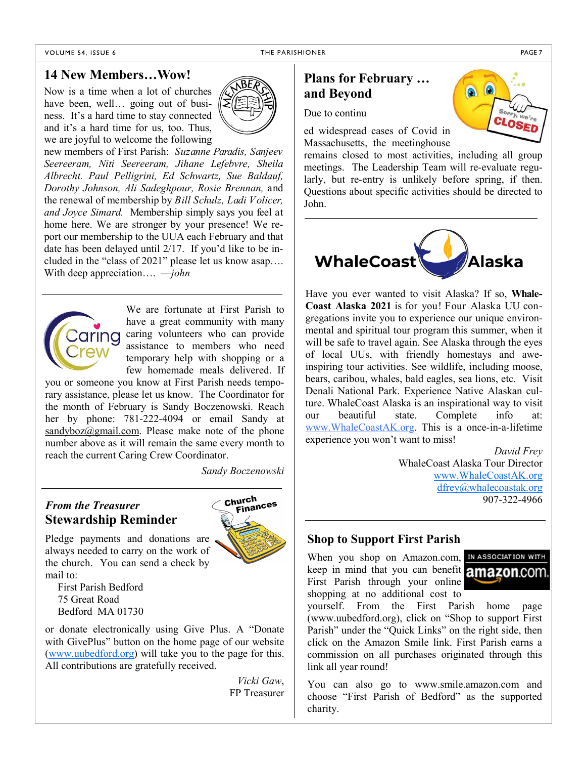## 14 New Members…Wow!

Now is a time when a lot of churches have been, well… going out of business. It's a hard time to stay connected and it's a hard time for us, too. Thus, we are joyful to welcome the following new members of First Parish: *Suzanne Paradis, Sanjeev Seereeram, Niti Seereeram, Jihane Lefebvre, Sheila Albrecht. Paul Pelligrini, Ed Schwartz, Sue Baldauf, Dorothy Johnson, Ali Sadeghpour, Rosie Brennan,* and the renewal of membership by *Bill Schulz, Ladi Volicer, and Joyce Simard.* Membership simply says you feel at home here. We are stronger by your presence! We report our membership to the UUA each February and that date has been delayed until 2/17. If you'd like to be included in the "class of 2021" please let us know asap…. With deep appreciation…. *—john*

---

We are fortunate at First Parish to have a great community with many caring volunteers who can provide assistance to members who need temporary help with shopping or a few homemade meals delivered. If you or someone you know at First Parish needs temporary assistance, please let us know. The Coordinator for the month of February is Sandy Boczenowski. Reach her by phone: 781-222-4094 or email Sandy at sandyboz@gmail.com. Please make note of the phone number above as it will remain the same every month to reach the current Caring Crew Coordinator.

*Sandy Boczenowski*

---

### *From the Treasurer*
## Stewardship Reminder

Pledge payments and donations are always needed to carry on the work of the church. You can send a check by mail to:

First Parish Bedford
75 Great Road
Bedford MA 01730

or donate electronically using Give Plus. A "Donate with GivePlus" button on the home page of our website (www.uubedford.org) will take you to the page for this. All contributions are gratefully received.

*Vicki Gaw*,
FP Treasurer

## Plans for February … and Beyond

Due to continued widespread cases of Covid in Massachusetts, the meetinghouse remains closed to most activities, including all group meetings. The Leadership Team will re-evaluate regularly, but re-entry is unlikely before spring, if then. Questions about specific activities should be directed to John.

---

## WhaleCoast Alaska

Have you ever wanted to visit Alaska? If so, **WhaleCoast Alaska 2021** is for you! Four Alaska UU congregations invite you to experience our unique environmental and spiritual tour program this summer, when it will be safe to travel again. See Alaska through the eyes of local UUs, with friendly homestays and awe-inspiring tour activities. See wildlife, including moose, bears, caribou, whales, bald eagles, sea lions, etc. Visit Denali National Park. Experience Native Alaskan culture. WhaleCoast Alaska is an inspirational way to visit our beautiful state. Complete info at: www.WhaleCoastAK.org. This is a once-in-a-lifetime experience you won't want to miss!

*David Frey*
WhaleCoast Alaska Tour Director
www.WhaleCoastAK.org
dfrey@whalecoastak.org
907-322-4966

---

## Shop to Support First Parish

When you shop on Amazon.com, keep in mind that you can benefit First Parish through your online shopping at no additional cost to yourself. From the First Parish home page (www.uubedford.org), click on "Shop to support First Parish" under the "Quick Links" on the right side, then click on the Amazon Smile link. First Parish earns a commission on all purchases originated through this link all year round!

You can also go to www.smile.amazon.com and choose "First Parish of Bedford" as the supported charity.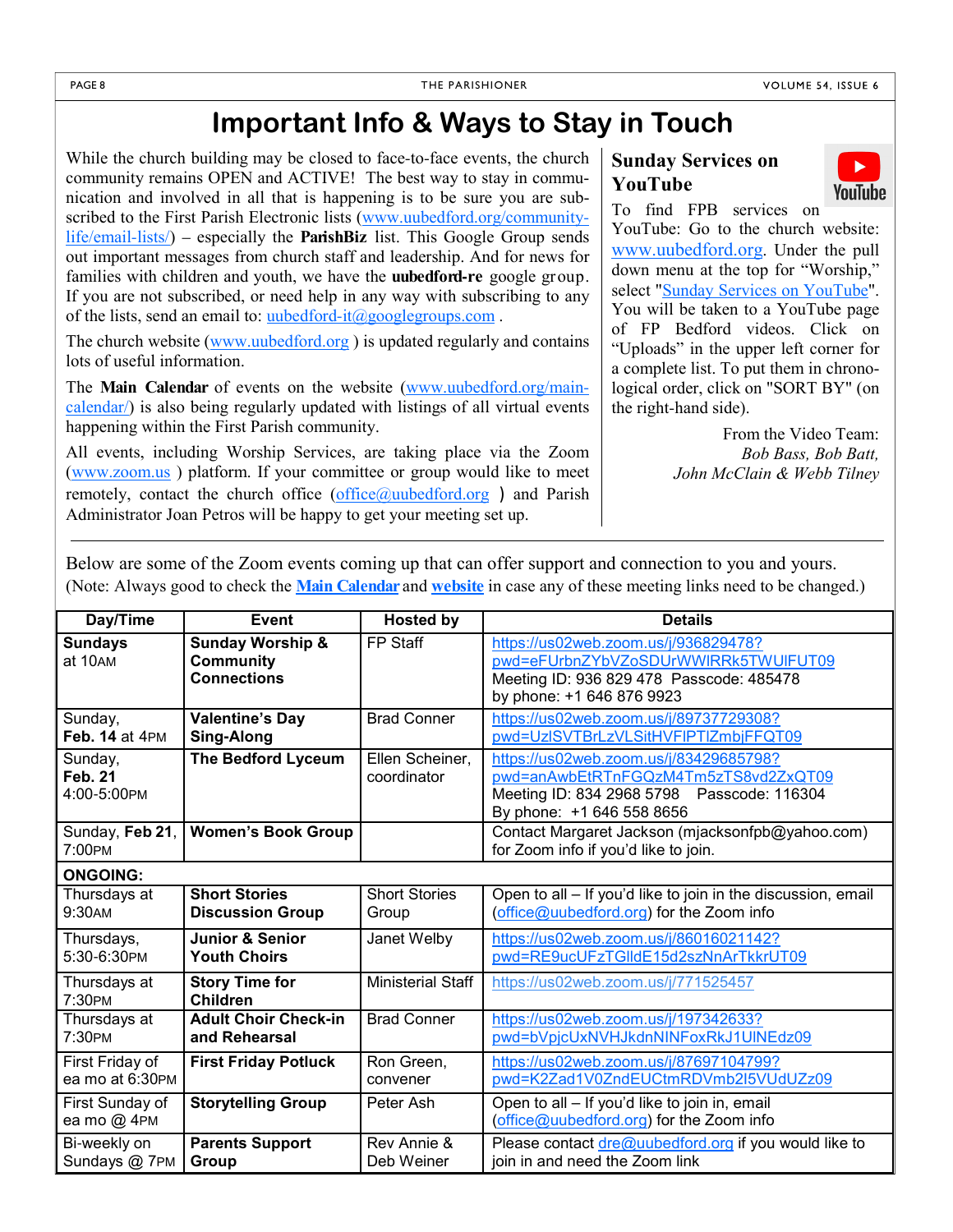# Important Info & Ways to Stay in Touch

While the church building may be closed to face-to-face events, the church community remains OPEN and ACTIVE! The best way to stay in communication and involved in all that is happening is to be sure you are subscribed to the First Parish Electronic lists (www.uubedford.org/community-life/email-lists/) – especially the **ParishBiz** list. This Google Group sends out important messages from church staff and leadership. And for news for families with children and youth, we have the **uubedford-re** google group. If you are not subscribed, or need help in any way with subscribing to any of the lists, send an email to: uubedford-it@googlegroups.com .

The church website (www.uubedford.org ) is updated regularly and contains lots of useful information.

The **Main Calendar** of events on the website (www.uubedford.org/main-calendar/) is also being regularly updated with listings of all virtual events happening within the First Parish community.

All events, including Worship Services, are taking place via the Zoom (www.zoom.us ) platform. If your committee or group would like to meet remotely, contact the church office (office@uubedford.org ) and Parish Administrator Joan Petros will be happy to get your meeting set up.

## Sunday Services on YouTube

To find FPB services on YouTube: Go to the church website: www.uubedford.org. Under the pull down menu at the top for "Worship," select "Sunday Services on YouTube". You will be taken to a YouTube page of FP Bedford videos. Click on "Uploads" in the upper left corner for a complete list. To put them in chronological order, click on "SORT BY" (on the right-hand side).

From the Video Team:
*Bob Bass, Bob Batt, John McClain & Webb Tilney*

---

Below are some of the Zoom events coming up that can offer support and connection to you and yours.
(Note: Always good to check the **Main Calendar** and **website** in case any of these meeting links need to be changed.)

| Day/Time | Event | Hosted by | Details |
|---|---|---|---|
| **Sundays** at 10AM | **Sunday Worship & Community Connections** | FP Staff | https://us02web.zoom.us/j/936829478?pwd=eFUrbnZYbVZoSDUrWWlRRk5TWUlFUT09 Meeting ID: 936 829 478 Passcode: 485478 by phone: +1 646 876 9923 |
| Sunday, **Feb. 14** at 4PM | **Valentine's Day Sing-Along** | Brad Conner | https://us02web.zoom.us/j/89737729308?pwd=UzlSVTBrLzVLSitHVFlPTlZmbjFFQT09 |
| Sunday, **Feb. 21** 4:00-5:00PM | **The Bedford Lyceum** | Ellen Scheiner, coordinator | https://us02web.zoom.us/j/83429685798?pwd=anAwbEtRTnFGQzM4Tm5zTS8vd2ZxQT09 Meeting ID: 834 2968 5798 Passcode: 116304 By phone: +1 646 558 8656 |
| Sunday, **Feb 21**, 7:00PM | **Women's Book Group** | | Contact Margaret Jackson (mjacksonfpb@yahoo.com) for Zoom info if you'd like to join. |
| **ONGOING:** | | | |
| Thursdays at 9:30AM | **Short Stories Discussion Group** | Short Stories Group | Open to all – If you'd like to join in the discussion, email (office@uubedford.org) for the Zoom info |
| Thursdays, 5:30-6:30PM | **Junior & Senior Youth Choirs** | Janet Welby | https://us02web.zoom.us/j/86016021142?pwd=RE9ucUFzTGlldE15d2szNnArTkkrUT09 |
| Thursdays at 7:30PM | **Story Time for Children** | Ministerial Staff | https://us02web.zoom.us/j/771525457 |
| Thursdays at 7:30PM | **Adult Choir Check-in and Rehearsal** | Brad Conner | https://us02web.zoom.us/j/197342633?pwd=bVpjcUxNVHJkdnNINFoxRkJ1UlNEdz09 |
| First Friday of ea mo at 6:30PM | **First Friday Potluck** | Ron Green, convener | https://us02web.zoom.us/j/87697104799?pwd=K2Zad1V0ZndEUCtmRDVmb2I5VUdUZz09 |
| First Sunday of ea mo @ 4PM | **Storytelling Group** | Peter Ash | Open to all – If you'd like to join in, email (office@uubedford.org) for the Zoom info |
| Bi-weekly on Sundays @ 7PM | **Parents Support Group** | Rev Annie & Deb Weiner | Please contact dre@uubedford.org if you would like to join in and need the Zoom link |